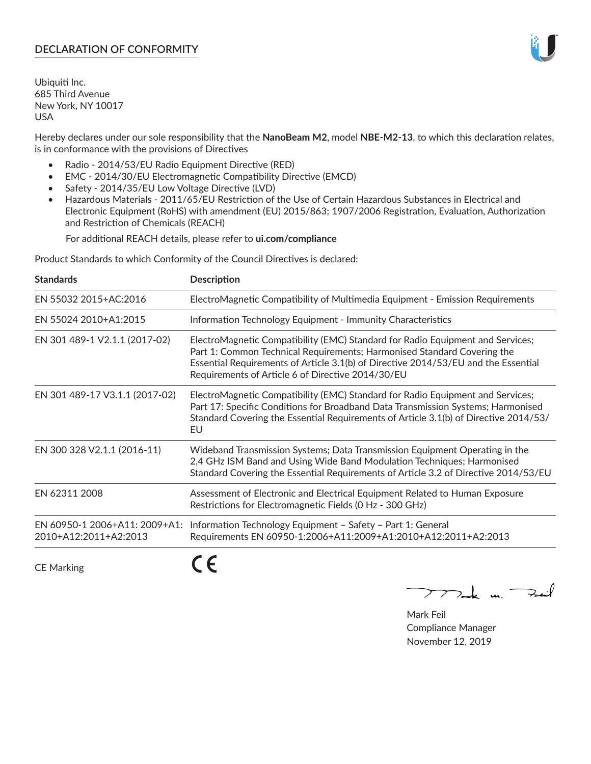# DECLARATION OF CONFORMITY

Ubiquiti Inc.
685 Third Avenue
New York, NY 10017
USA

Hereby declares under our sole responsibility that the **NanoBeam M2**, model **NBE-M2-13**, to which this declaration relates, is in conformance with the provisions of Directives

- Radio - 2014/53/EU Radio Equipment Directive (RED)
- EMC - 2014/30/EU Electromagnetic Compatibility Directive (EMCD)
- Safety - 2014/35/EU Low Voltage Directive (LVD)
- Hazardous Materials - 2011/65/EU Restriction of the Use of Certain Hazardous Substances in Electrical and Electronic Equipment (RoHS) with amendment (EU) 2015/863; 1907/2006 Registration, Evaluation, Authorization and Restriction of Chemicals (REACH)

  For additional REACH details, please refer to **ui.com/compliance**

Product Standards to which Conformity of the Council Directives is declared:

| **Standards** | **Description** |
|---|---|
| EN 55032 2015+AC:2016 | ElectroMagnetic Compatibility of Multimedia Equipment - Emission Requirements |
| EN 55024 2010+A1:2015 | Information Technology Equipment - Immunity Characteristics |
| EN 301 489-1 V2.1.1 (2017-02) | ElectroMagnetic Compatibility (EMC) Standard for Radio Equipment and Services; Part 1: Common Technical Requirements; Harmonised Standard Covering the Essential Requirements of Article 3.1(b) of Directive 2014/53/EU and the Essential Requirements of Article 6 of Directive 2014/30/EU |
| EN 301 489-17 V3.1.1 (2017-02) | ElectroMagnetic Compatibility (EMC) Standard for Radio Equipment and Services; Part 17: Specific Conditions for Broadband Data Transmission Systems; Harmonised Standard Covering the Essential Requirements of Article 3.1(b) of Directive 2014/53/EU |
| EN 300 328 V2.1.1 (2016-11) | Wideband Transmission Systems; Data Transmission Equipment Operating in the 2,4 GHz ISM Band and Using Wide Band Modulation Techniques; Harmonised Standard Covering the Essential Requirements of Article 3.2 of Directive 2014/53/EU |
| EN 62311 2008 | Assessment of Electronic and Electrical Equipment Related to Human Exposure Restrictions for Electromagnetic Fields (0 Hz - 300 GHz) |
| EN 60950-1 2006+A11: 2009+A1: 2010+A12:2011+A2:2013 | Information Technology Equipment – Safety – Part 1: General Requirements EN 60950-1:2006+A11:2009+A1:2010+A12:2011+A2:2013 |

CE Marking CE

Mark Feil
Compliance Manager
November 12, 2019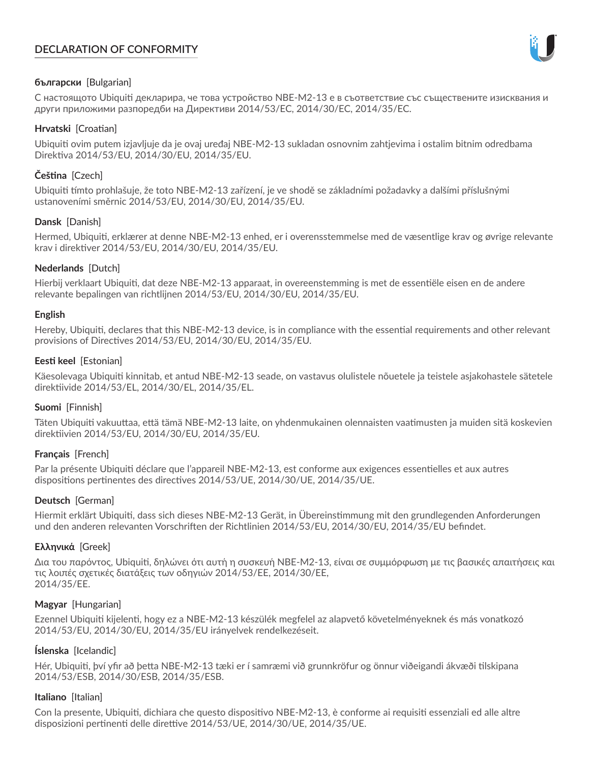# DECLARATION OF CONFORMITY

**български** [Bulgarian]

С настоящото Ubiquiti декларира, че това устройство NBE-M2-13 е в съответствие със съществените изисквания и други приложими разпоредби на Директиви 2014/53/EC, 2014/30/ЕС, 2014/35/ЕС.

**Hrvatski** [Croatian]

Ubiquiti ovim putem izjavljuje da je ovaj uređaj NBE-M2-13 sukladan osnovnim zahtjevima i ostalim bitnim odredbama Direktiva 2014/53/EU, 2014/30/EU, 2014/35/EU.

**Čeština** [Czech]

Ubiquiti tímto prohlašuje, že toto NBE-M2-13 zařízení, je ve shodě se základními požadavky a dalšími příslušnými ustanoveními směrnic 2014/53/EU, 2014/30/EU, 2014/35/EU.

**Dansk** [Danish]

Hermed, Ubiquiti, erklærer at denne NBE-M2-13 enhed, er i overensstemmelse med de væsentlige krav og øvrige relevante krav i direktiver 2014/53/EU, 2014/30/EU, 2014/35/EU.

**Nederlands** [Dutch]

Hierbij verklaart Ubiquiti, dat deze NBE-M2-13 apparaat, in overeenstemming is met de essentiële eisen en de andere relevante bepalingen van richtlijnen 2014/53/EU, 2014/30/EU, 2014/35/EU.

**English**

Hereby, Ubiquiti, declares that this NBE-M2-13 device, is in compliance with the essential requirements and other relevant provisions of Directives 2014/53/EU, 2014/30/EU, 2014/35/EU.

**Eesti keel** [Estonian]

Käesolevaga Ubiquiti kinnitab, et antud NBE-M2-13 seade, on vastavus olulistele nõuetele ja teistele asjakohastele sätetele direktiivide 2014/53/EL, 2014/30/EL, 2014/35/EL.

**Suomi** [Finnish]

Täten Ubiquiti vakuuttaa, että tämä NBE-M2-13 laite, on yhdenmukainen olennaisten vaatimusten ja muiden sitä koskevien direktiivien 2014/53/EU, 2014/30/EU, 2014/35/EU.

**Français** [French]

Par la présente Ubiquiti déclare que l'appareil NBE-M2-13, est conforme aux exigences essentielles et aux autres dispositions pertinentes des directives 2014/53/UE, 2014/30/UE, 2014/35/UE.

**Deutsch** [German]

Hiermit erklärt Ubiquiti, dass sich dieses NBE-M2-13 Gerät, in Übereinstimmung mit den grundlegenden Anforderungen und den anderen relevanten Vorschriften der Richtlinien 2014/53/EU, 2014/30/EU, 2014/35/EU befindet.

**Ελληνικά** [Greek]

Δια του παρόντος, Ubiquiti, δηλώνει ότι αυτή η συσκευή NBE-M2-13, είναι σε συμμόρφωση με τις βασικές απαιτήσεις και τις λοιπές σχετικές διατάξεις των οδηγιών 2014/53/EE, 2014/30/EE, 2014/35/EE.

**Magyar** [Hungarian]

Ezennel Ubiquiti kijelenti, hogy ez a NBE-M2-13 készülék megfelel az alapvető követelményeknek és más vonatkozó 2014/53/EU, 2014/30/EU, 2014/35/EU irányelvek rendelkezéseit.

**Íslenska** [Icelandic]

Hér, Ubiquiti, því yfir að þetta NBE-M2-13 tæki er í samræmi við grunnkröfur og önnur viðeigandi ákvæði tilskipana 2014/53/ESB, 2014/30/ESB, 2014/35/ESB.

**Italiano** [Italian]

Con la presente, Ubiquiti, dichiara che questo dispositivo NBE-M2-13, è conforme ai requisiti essenziali ed alle altre disposizioni pertinenti delle direttive 2014/53/UE, 2014/30/UE, 2014/35/UE.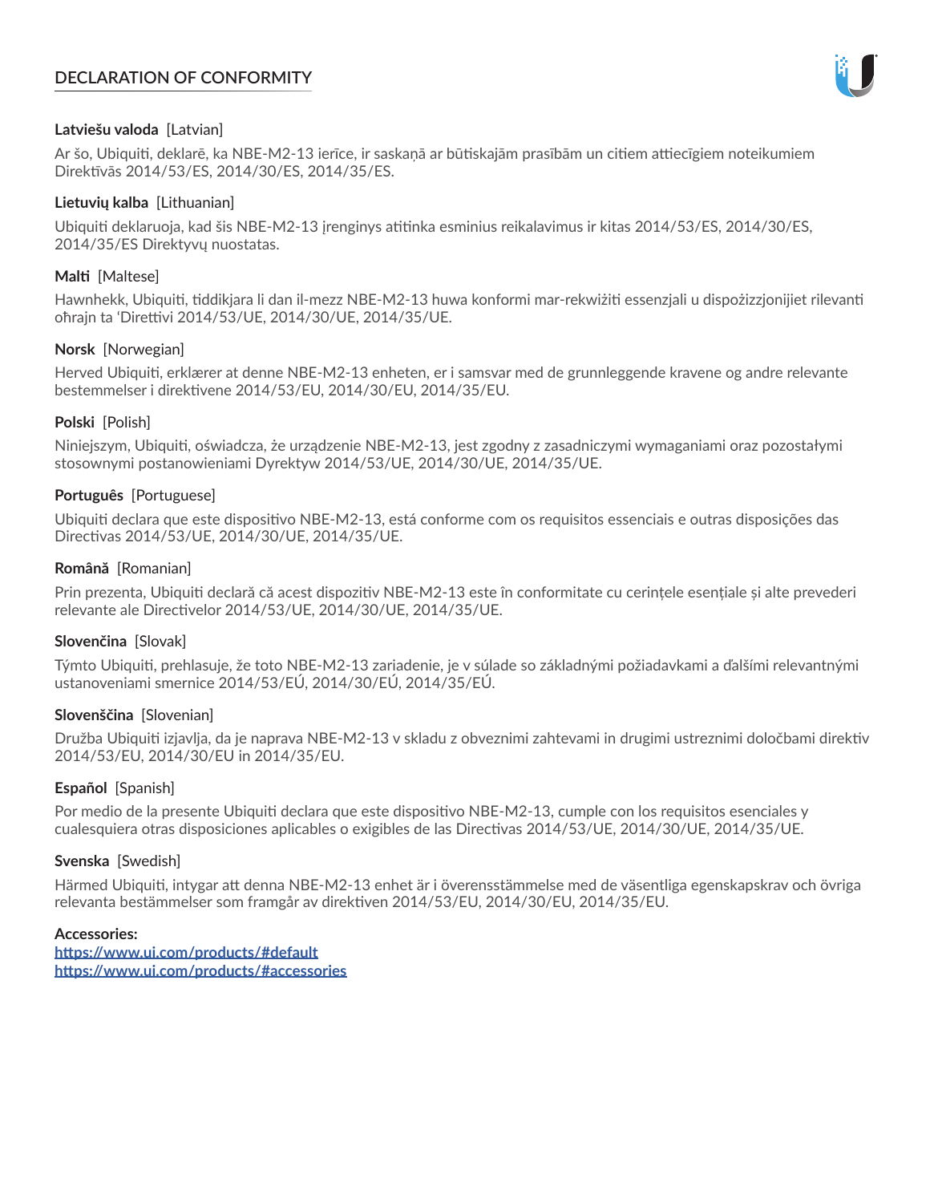# DECLARATION OF CONFORMITY

**Latviešu valoda** [Latvian]

Ar šo, Ubiquiti, deklarē, ka NBE-M2-13 ierīce, ir saskaņā ar būtiskajām prasībām un citiem attiecīgiem noteikumiem Direktīvās 2014/53/ES, 2014/30/ES, 2014/35/ES.

**Lietuvių kalba** [Lithuanian]

Ubiquiti deklaruoja, kad šis NBE-M2-13 įrenginys atitinka esminius reikalavimus ir kitas 2014/53/ES, 2014/30/ES, 2014/35/ES Direktyvų nuostatas.

**Malti** [Maltese]

Hawnhekk, Ubiquiti, tiddikjara li dan il-mezz NBE-M2-13 huwa konformi mar-rekwiżiti essenzjali u dispożizzjonijiet rilevanti oħrajn ta 'Direttivi 2014/53/UE, 2014/30/UE, 2014/35/UE.

**Norsk** [Norwegian]

Herved Ubiquiti, erklærer at denne NBE-M2-13 enheten, er i samsvar med de grunnleggende kravene og andre relevante bestemmelser i direktivene 2014/53/EU, 2014/30/EU, 2014/35/EU.

**Polski** [Polish]

Niniejszym, Ubiquiti, oświadcza, że urządzenie NBE-M2-13, jest zgodny z zasadniczymi wymaganiami oraz pozostałymi stosownymi postanowieniami Dyrektyw 2014/53/UE, 2014/30/UE, 2014/35/UE.

**Português** [Portuguese]

Ubiquiti declara que este dispositivo NBE-M2-13, está conforme com os requisitos essenciais e outras disposições das Directivas 2014/53/UE, 2014/30/UE, 2014/35/UE.

**Română** [Romanian]

Prin prezenta, Ubiquiti declară că acest dispozitiv NBE-M2-13 este în conformitate cu cerințele esențiale și alte prevederi relevante ale Directivelor 2014/53/UE, 2014/30/UE, 2014/35/UE.

**Slovenčina** [Slovak]

Týmto Ubiquiti, prehlasuje, že toto NBE-M2-13 zariadenie, je v súlade so základnými požiadavkami a ďalšími relevantnými ustanoveniami smernice 2014/53/EÚ, 2014/30/EÚ, 2014/35/EÚ.

**Slovenščina** [Slovenian]

Družba Ubiquiti izjavlja, da je naprava NBE-M2-13 v skladu z obveznimi zahtevami in drugimi ustreznimi določbami direktiv 2014/53/EU, 2014/30/EU in 2014/35/EU.

**Español** [Spanish]

Por medio de la presente Ubiquiti declara que este dispositivo NBE-M2-13, cumple con los requisitos esenciales y cualesquiera otras disposiciones aplicables o exigibles de las Directivas 2014/53/UE, 2014/30/UE, 2014/35/UE.

**Svenska** [Swedish]

Härmed Ubiquiti, intygar att denna NBE-M2-13 enhet är i överensstämmelse med de väsentliga egenskapskrav och övriga relevanta bestämmelser som framgår av direktiven 2014/53/EU, 2014/30/EU, 2014/35/EU.

**Accessories:**
**https://www.ui.com/products/#default**
**https://www.ui.com/products/#accessories**